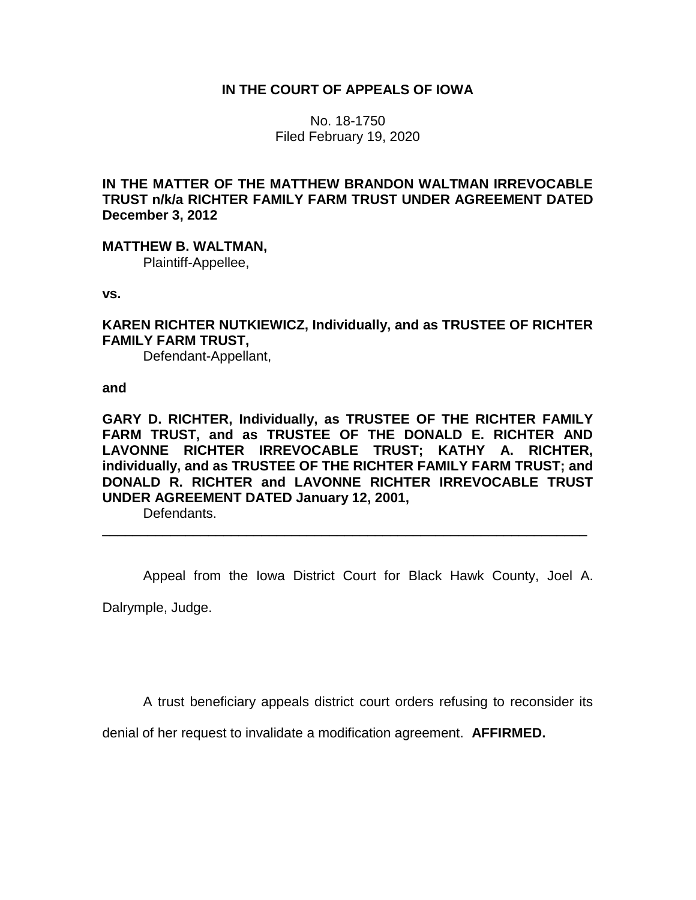**IN THE COURT OF APPEALS OF IOWA**

No. 18-1750
Filed February 19, 2020

**IN THE MATTER OF THE MATTHEW BRANDON WALTMAN IRREVOCABLE TRUST n/k/a RICHTER FAMILY FARM TRUST UNDER AGREEMENT DATED December 3, 2012**

**MATTHEW B. WALTMAN,**
Plaintiff-Appellee,

**vs.**

**KAREN RICHTER NUTKIEWICZ, Individually, and as TRUSTEE OF RICHTER FAMILY FARM TRUST,**
Defendant-Appellant,

**and**

**GARY D. RICHTER, Individually, as TRUSTEE OF THE RICHTER FAMILY FARM TRUST, and as TRUSTEE OF THE DONALD E. RICHTER AND LAVONNE RICHTER IRREVOCABLE TRUST; KATHY A. RICHTER, individually, and as TRUSTEE OF THE RICHTER FAMILY FARM TRUST; and DONALD R. RICHTER and LAVONNE RICHTER IRREVOCABLE TRUST UNDER AGREEMENT DATED January 12, 2001,**
Defendants.

---

Appeal from the Iowa District Court for Black Hawk County, Joel A. Dalrymple, Judge.

A trust beneficiary appeals district court orders refusing to reconsider its denial of her request to invalidate a modification agreement. **AFFIRMED.**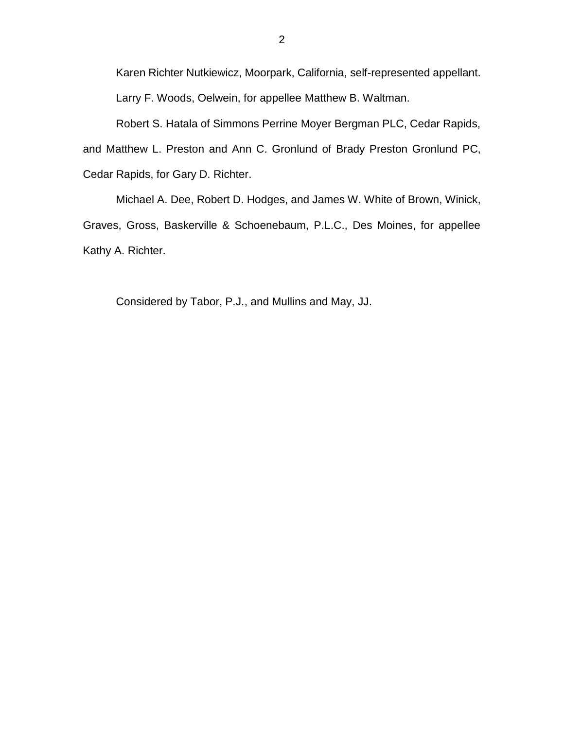Karen Richter Nutkiewicz, Moorpark, California, self-represented appellant.

Larry F. Woods, Oelwein, for appellee Matthew B. Waltman.

Robert S. Hatala of Simmons Perrine Moyer Bergman PLC, Cedar Rapids, and Matthew L. Preston and Ann C. Gronlund of Brady Preston Gronlund PC, Cedar Rapids, for Gary D. Richter.

Michael A. Dee, Robert D. Hodges, and James W. White of Brown, Winick, Graves, Gross, Baskerville & Schoenebaum, P.L.C., Des Moines, for appellee Kathy A. Richter.

Considered by Tabor, P.J., and Mullins and May, JJ.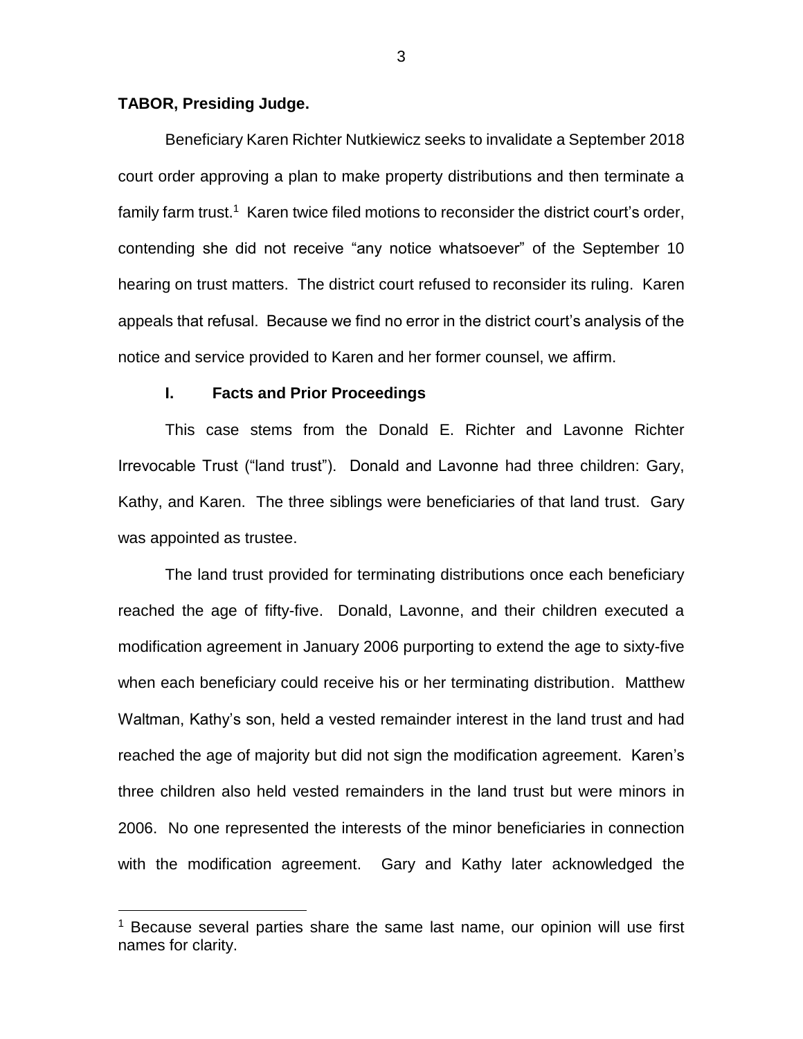**TABOR, Presiding Judge.**

Beneficiary Karen Richter Nutkiewicz seeks to invalidate a September 2018 court order approving a plan to make property distributions and then terminate a family farm trust.[1] Karen twice filed motions to reconsider the district court's order, contending she did not receive "any notice whatsoever" of the September 10 hearing on trust matters. The district court refused to reconsider its ruling. Karen appeals that refusal. Because we find no error in the district court's analysis of the notice and service provided to Karen and her former counsel, we affirm.

## I. Facts and Prior Proceedings

This case stems from the Donald E. Richter and Lavonne Richter Irrevocable Trust ("land trust"). Donald and Lavonne had three children: Gary, Kathy, and Karen. The three siblings were beneficiaries of that land trust. Gary was appointed as trustee.

The land trust provided for terminating distributions once each beneficiary reached the age of fifty-five. Donald, Lavonne, and their children executed a modification agreement in January 2006 purporting to extend the age to sixty-five when each beneficiary could receive his or her terminating distribution. Matthew Waltman, Kathy's son, held a vested remainder interest in the land trust and had reached the age of majority but did not sign the modification agreement. Karen's three children also held vested remainders in the land trust but were minors in 2006. No one represented the interests of the minor beneficiaries in connection with the modification agreement. Gary and Kathy later acknowledged the

[1] Because several parties share the same last name, our opinion will use first names for clarity.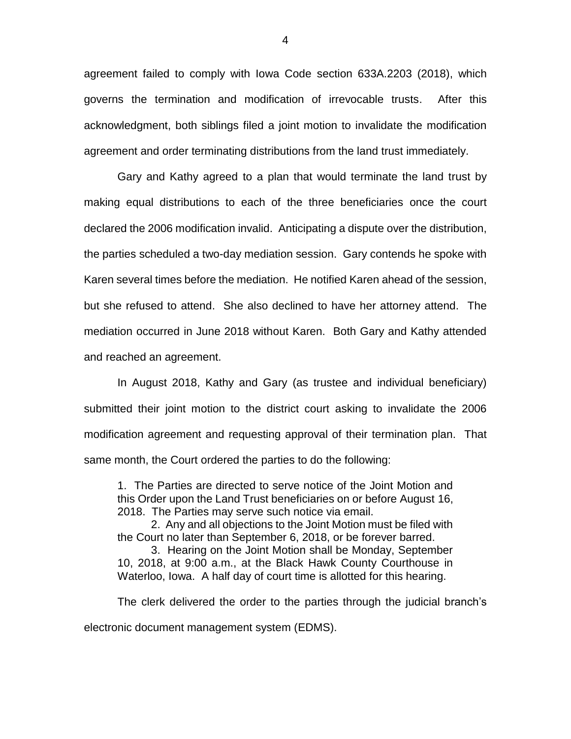agreement failed to comply with Iowa Code section 633A.2203 (2018), which governs the termination and modification of irrevocable trusts. After this acknowledgment, both siblings filed a joint motion to invalidate the modification agreement and order terminating distributions from the land trust immediately.

Gary and Kathy agreed to a plan that would terminate the land trust by making equal distributions to each of the three beneficiaries once the court declared the 2006 modification invalid. Anticipating a dispute over the distribution, the parties scheduled a two-day mediation session. Gary contends he spoke with Karen several times before the mediation. He notified Karen ahead of the session, but she refused to attend. She also declined to have her attorney attend. The mediation occurred in June 2018 without Karen. Both Gary and Kathy attended and reached an agreement.

In August 2018, Kathy and Gary (as trustee and individual beneficiary) submitted their joint motion to the district court asking to invalidate the 2006 modification agreement and requesting approval of their termination plan. That same month, the Court ordered the parties to do the following:

> 1. The Parties are directed to serve notice of the Joint Motion and this Order upon the Land Trust beneficiaries on or before August 16, 2018. The Parties may serve such notice via email.
>
> 2. Any and all objections to the Joint Motion must be filed with the Court no later than September 6, 2018, or be forever barred.
>
> 3. Hearing on the Joint Motion shall be Monday, September 10, 2018, at 9:00 a.m., at the Black Hawk County Courthouse in Waterloo, Iowa. A half day of court time is allotted for this hearing.

The clerk delivered the order to the parties through the judicial branch's electronic document management system (EDMS).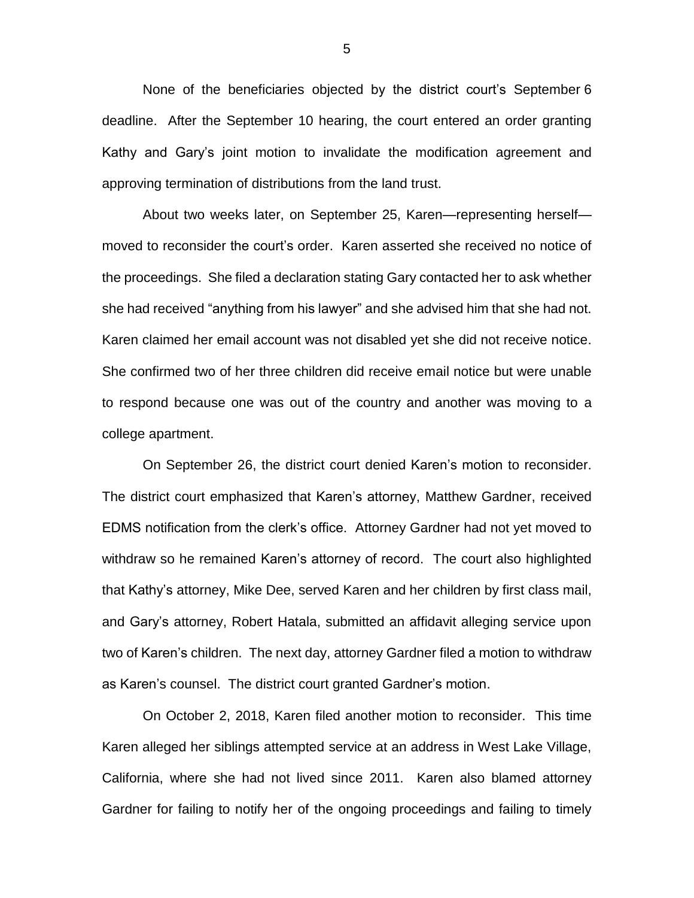None of the beneficiaries objected by the district court's September 6 deadline. After the September 10 hearing, the court entered an order granting Kathy and Gary's joint motion to invalidate the modification agreement and approving termination of distributions from the land trust.

About two weeks later, on September 25, Karen—representing herself—moved to reconsider the court's order. Karen asserted she received no notice of the proceedings. She filed a declaration stating Gary contacted her to ask whether she had received "anything from his lawyer" and she advised him that she had not. Karen claimed her email account was not disabled yet she did not receive notice. She confirmed two of her three children did receive email notice but were unable to respond because one was out of the country and another was moving to a college apartment.

On September 26, the district court denied Karen's motion to reconsider. The district court emphasized that Karen's attorney, Matthew Gardner, received EDMS notification from the clerk's office. Attorney Gardner had not yet moved to withdraw so he remained Karen's attorney of record. The court also highlighted that Kathy's attorney, Mike Dee, served Karen and her children by first class mail, and Gary's attorney, Robert Hatala, submitted an affidavit alleging service upon two of Karen's children. The next day, attorney Gardner filed a motion to withdraw as Karen's counsel. The district court granted Gardner's motion.

On October 2, 2018, Karen filed another motion to reconsider. This time Karen alleged her siblings attempted service at an address in West Lake Village, California, where she had not lived since 2011. Karen also blamed attorney Gardner for failing to notify her of the ongoing proceedings and failing to timely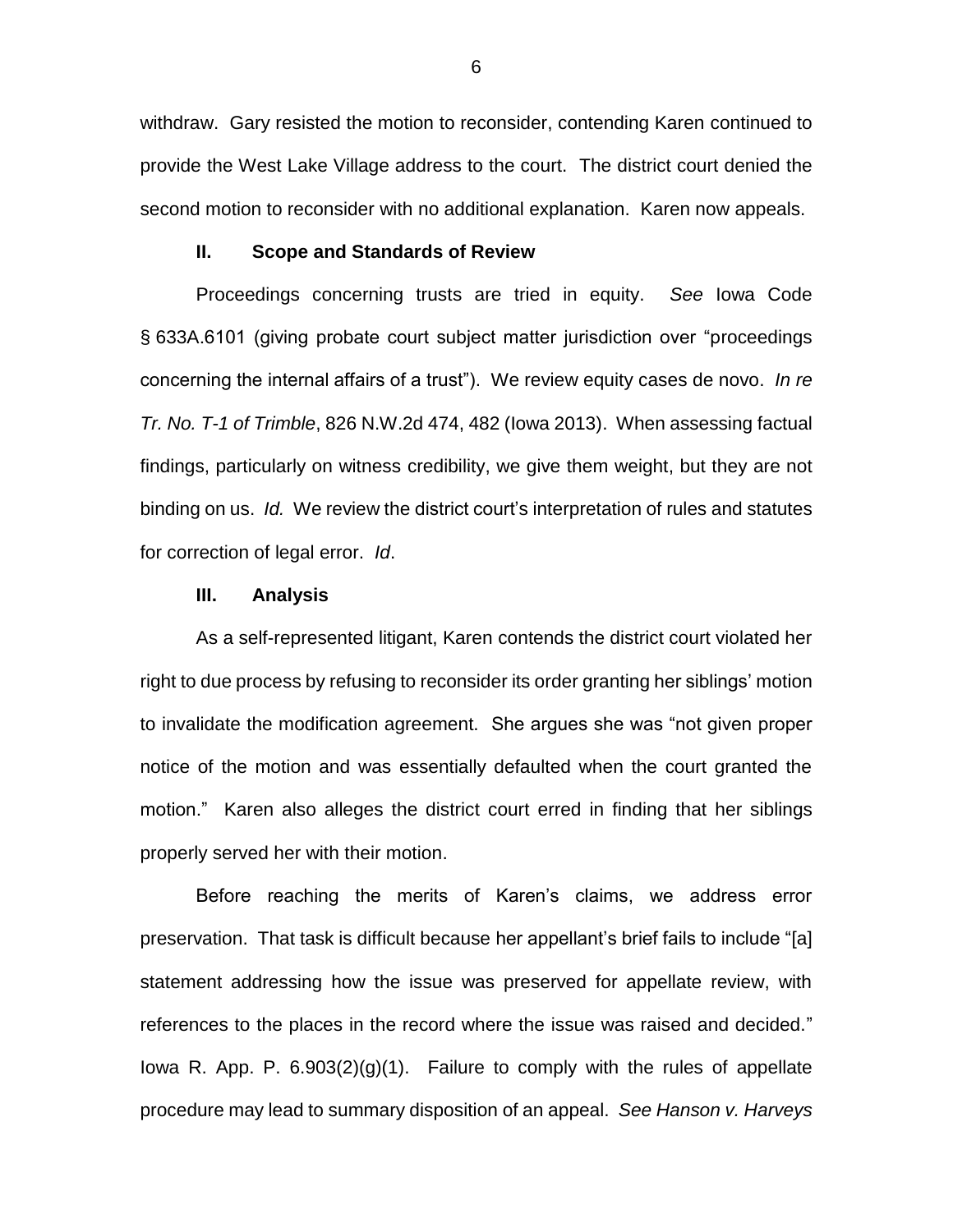withdraw. Gary resisted the motion to reconsider, contending Karen continued to provide the West Lake Village address to the court. The district court denied the second motion to reconsider with no additional explanation. Karen now appeals.

## II. Scope and Standards of Review

Proceedings concerning trusts are tried in equity. *See* Iowa Code § 633A.6101 (giving probate court subject matter jurisdiction over "proceedings concerning the internal affairs of a trust"). We review equity cases de novo. *In re Tr. No. T-1 of Trimble*, 826 N.W.2d 474, 482 (Iowa 2013). When assessing factual findings, particularly on witness credibility, we give them weight, but they are not binding on us. *Id.* We review the district court's interpretation of rules and statutes for correction of legal error. *Id*.

## III. Analysis

As a self-represented litigant, Karen contends the district court violated her right to due process by refusing to reconsider its order granting her siblings' motion to invalidate the modification agreement. She argues she was "not given proper notice of the motion and was essentially defaulted when the court granted the motion." Karen also alleges the district court erred in finding that her siblings properly served her with their motion.

Before reaching the merits of Karen's claims, we address error preservation. That task is difficult because her appellant's brief fails to include "[a] statement addressing how the issue was preserved for appellate review, with references to the places in the record where the issue was raised and decided." Iowa R. App. P. 6.903(2)(g)(1). Failure to comply with the rules of appellate procedure may lead to summary disposition of an appeal. *See Hanson v. Harveys*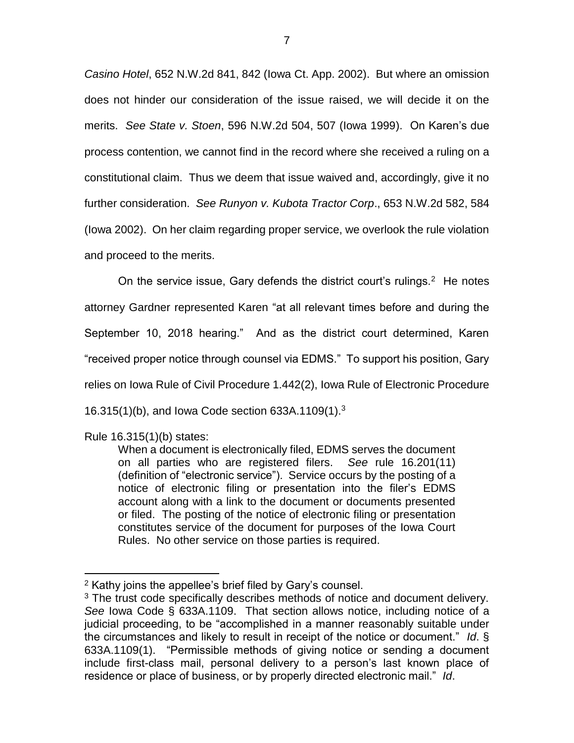*Casino Hotel*, 652 N.W.2d 841, 842 (Iowa Ct. App. 2002). But where an omission does not hinder our consideration of the issue raised, we will decide it on the merits. *See State v. Stoen*, 596 N.W.2d 504, 507 (Iowa 1999). On Karen's due process contention, we cannot find in the record where she received a ruling on a constitutional claim. Thus we deem that issue waived and, accordingly, give it no further consideration. *See Runyon v. Kubota Tractor Corp*., 653 N.W.2d 582, 584 (Iowa 2002). On her claim regarding proper service, we overlook the rule violation and proceed to the merits.

On the service issue, Gary defends the district court's rulings.[2] He notes attorney Gardner represented Karen "at all relevant times before and during the September 10, 2018 hearing." And as the district court determined, Karen "received proper notice through counsel via EDMS." To support his position, Gary relies on Iowa Rule of Civil Procedure 1.442(2), Iowa Rule of Electronic Procedure 16.315(1)(b), and Iowa Code section 633A.1109(1).[3]

Rule 16.315(1)(b) states:

> When a document is electronically filed, EDMS serves the document on all parties who are registered filers. *See* rule 16.201(11) (definition of "electronic service"). Service occurs by the posting of a notice of electronic filing or presentation into the filer's EDMS account along with a link to the document or documents presented or filed. The posting of the notice of electronic filing or presentation constitutes service of the document for purposes of the Iowa Court Rules. No other service on those parties is required.

---

[2] Kathy joins the appellee's brief filed by Gary's counsel.

[3] The trust code specifically describes methods of notice and document delivery. *See* Iowa Code § 633A.1109. That section allows notice, including notice of a judicial proceeding, to be "accomplished in a manner reasonably suitable under the circumstances and likely to result in receipt of the notice or document." *Id*. § 633A.1109(1). "Permissible methods of giving notice or sending a document include first-class mail, personal delivery to a person's last known place of residence or place of business, or by properly directed electronic mail." *Id*.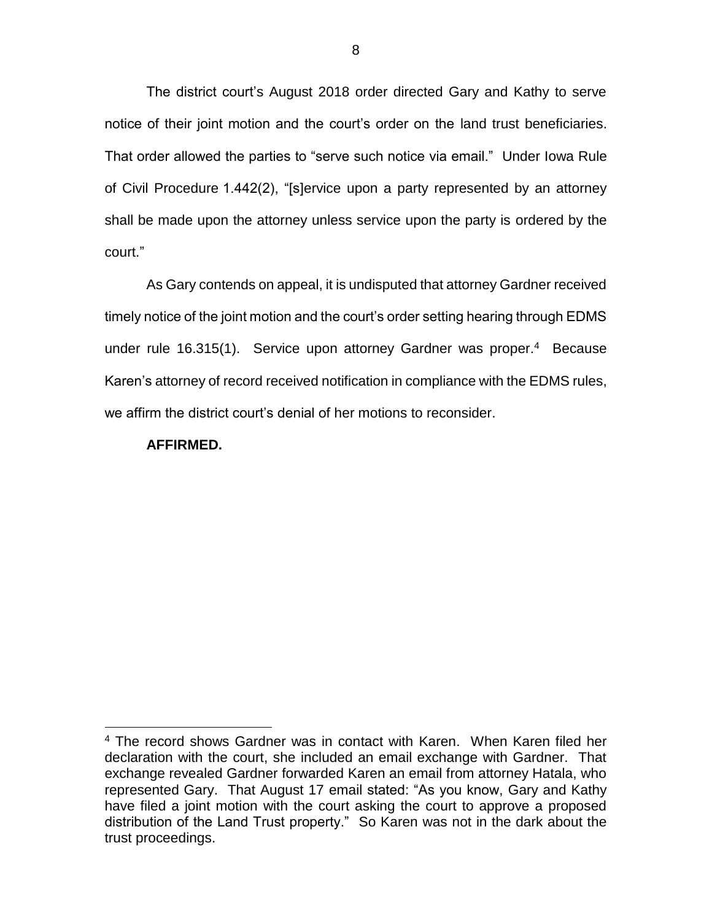The district court's August 2018 order directed Gary and Kathy to serve notice of their joint motion and the court's order on the land trust beneficiaries. That order allowed the parties to "serve such notice via email." Under Iowa Rule of Civil Procedure 1.442(2), "[s]ervice upon a party represented by an attorney shall be made upon the attorney unless service upon the party is ordered by the court."

As Gary contends on appeal, it is undisputed that attorney Gardner received timely notice of the joint motion and the court's order setting hearing through EDMS under rule 16.315(1). Service upon attorney Gardner was proper.[4] Because Karen's attorney of record received notification in compliance with the EDMS rules, we affirm the district court's denial of her motions to reconsider.

**AFFIRMED.**

---

[4] The record shows Gardner was in contact with Karen. When Karen filed her declaration with the court, she included an email exchange with Gardner. That exchange revealed Gardner forwarded Karen an email from attorney Hatala, who represented Gary. That August 17 email stated: "As you know, Gary and Kathy have filed a joint motion with the court asking the court to approve a proposed distribution of the Land Trust property." So Karen was not in the dark about the trust proceedings.